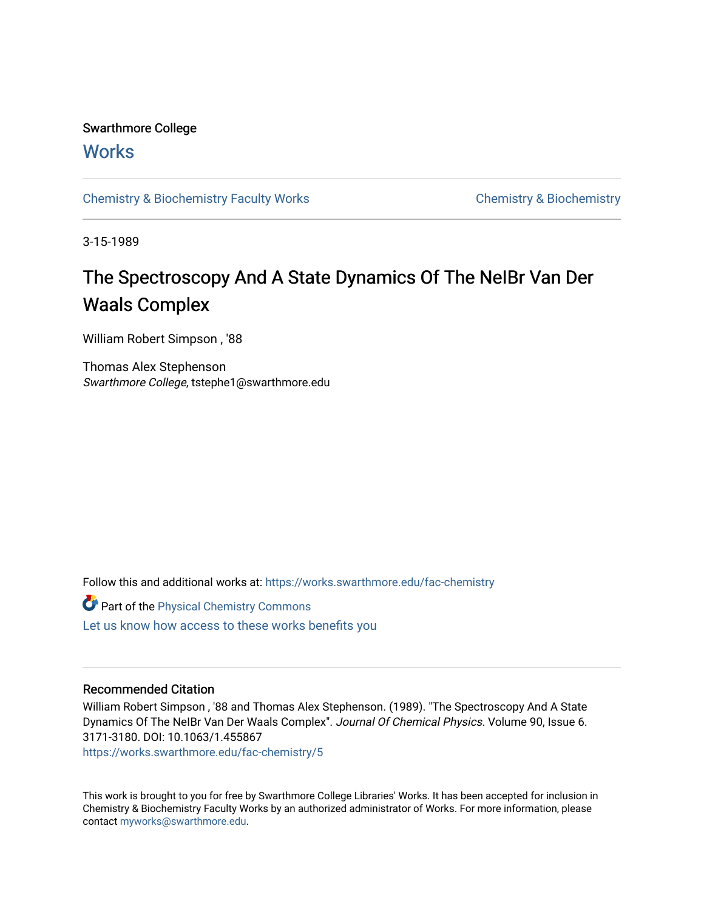Swarthmore College

# Works

Chemistry & Biochemistry Faculty Works | Chemistry & Biochemistry

3-15-1989

# The Spectroscopy And A State Dynamics Of The NeIBr Van Der Waals Complex

William Robert Simpson , '88

Thomas Alex Stephenson
*Swarthmore College*, tstephe1@swarthmore.edu

Follow this and additional works at: https://works.swarthmore.edu/fac-chemistry

Part of the Physical Chemistry Commons

Let us know how access to these works benefits you

## Recommended Citation

William Robert Simpson , '88 and Thomas Alex Stephenson. (1989). "The Spectroscopy And A State Dynamics Of The NeIBr Van Der Waals Complex". *Journal Of Chemical Physics*. Volume 90, Issue 6. 3171-3180. DOI: 10.1063/1.455867
https://works.swarthmore.edu/fac-chemistry/5

This work is brought to you for free by Swarthmore College Libraries' Works. It has been accepted for inclusion in Chemistry & Biochemistry Faculty Works by an authorized administrator of Works. For more information, please contact myworks@swarthmore.edu.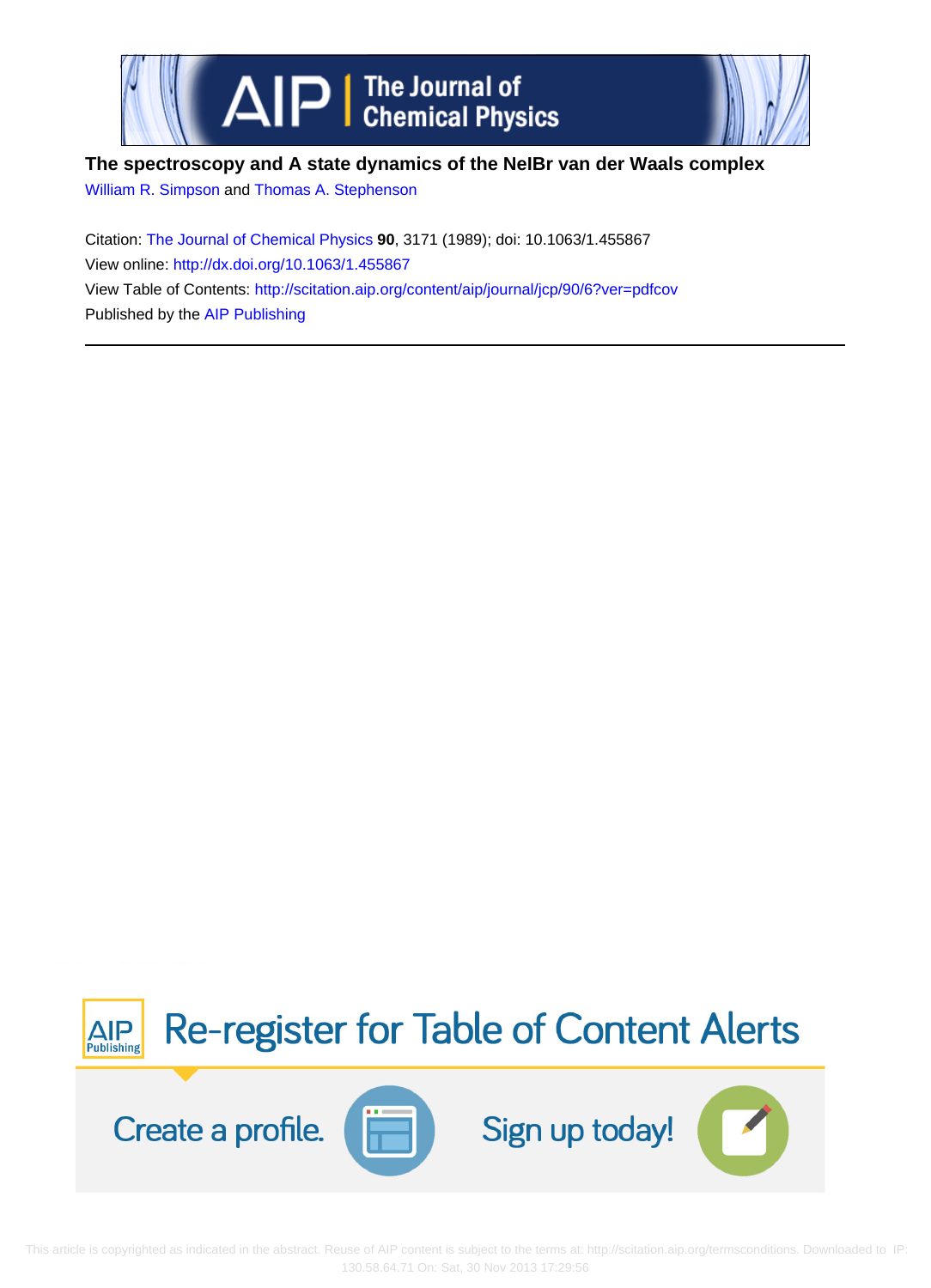**The spectroscopy and A state dynamics of the NeIBr van der Waals complex**

William R. Simpson and Thomas A. Stephenson

Citation: The Journal of Chemical Physics **90**, 3171 (1989); doi: 10.1063/1.455867

View online: http://dx.doi.org/10.1063/1.455867

View Table of Contents: http://scitation.aip.org/content/aip/journal/jcp/90/6?ver=pdfcov

Published by the AIP Publishing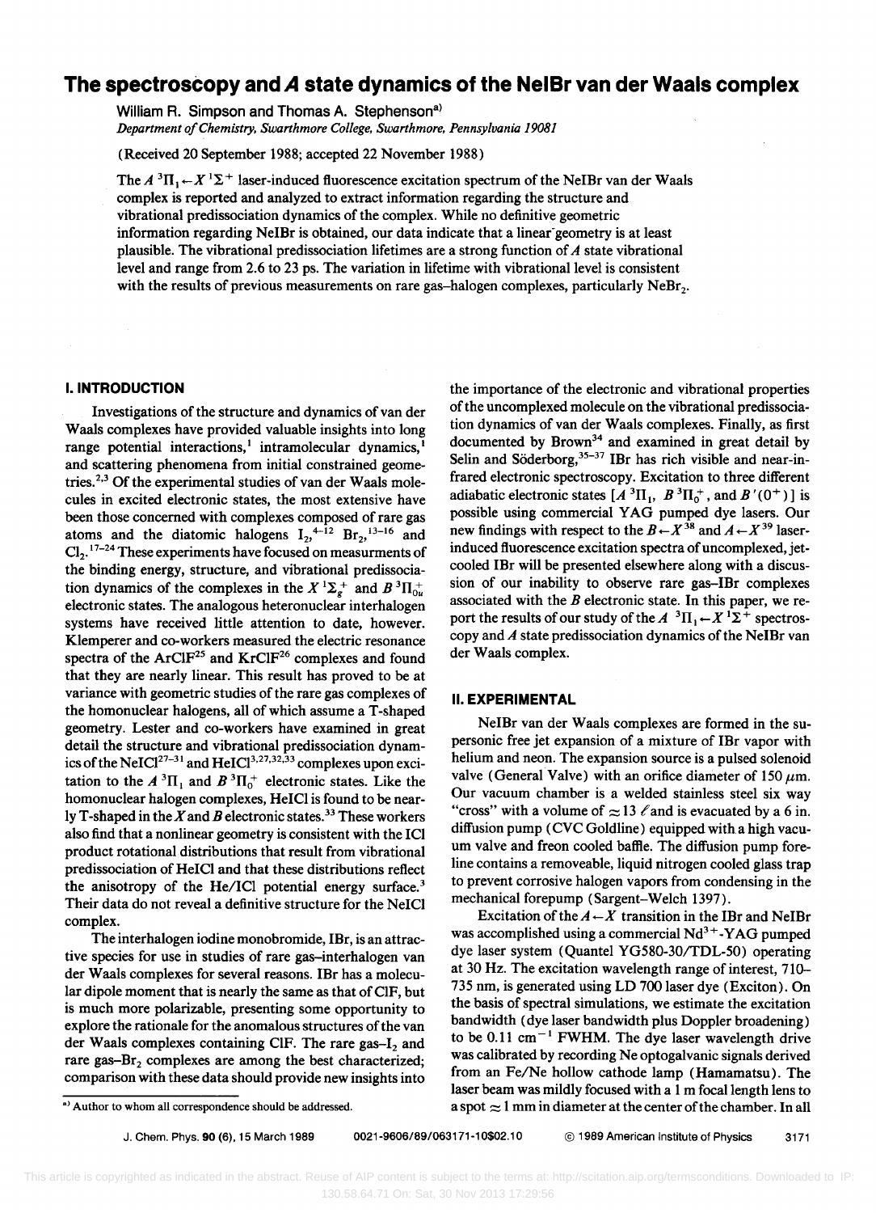# The spectroscopy and $A$ state dynamics of the NeIBr van der Waals complex

William R. Simpson and Thomas A. Stephenson[a]

*Department of Chemistry, Swarthmore College, Swarthmore, Pennsylvania 19081*

(Received 20 September 1988; accepted 22 November 1988)

The $A\ ^3\Pi_1 \leftarrow X\ ^1\Sigma^+$ laser-induced fluorescence excitation spectrum of the NeIBr van der Waals complex is reported and analyzed to extract information regarding the structure and vibrational predissociation dynamics of the complex. While no definitive geometric information regarding NeIBr is obtained, our data indicate that a linear geometry is at least plausible. The vibrational predissociation lifetimes are a strong function of $A$ state vibrational level and range from 2.6 to 23 ps. The variation in lifetime with vibrational level is consistent with the results of previous measurements on rare gas–halogen complexes, particularly $NeBr_2$.

## I. INTRODUCTION

Investigations of the structure and dynamics of van der Waals complexes have provided valuable insights into long range potential interactions,[1] intramolecular dynamics,[1] and scattering phenomena from initial constrained geometries.[2,3] Of the experimental studies of van der Waals molecules in excited electronic states, the most extensive have been those concerned with complexes composed of rare gas atoms and the diatomic halogens $I_2$,[4–12] $Br_2$,[13–16] and $Cl_2$.[17–24] These experiments have focused on measurments of the binding energy, structure, and vibrational predissociation dynamics of the complexes in the $X\ ^1\Sigma_g^+$ and $B\ ^3\Pi_{0u}^+$ electronic states. The analogous heteronuclear interhalogen systems have received little attention to date, however. Klemperer and co-workers measured the electric resonance spectra of the ArClF[25] and KrClF[26] complexes and found that they are nearly linear. This result has proved to be at variance with geometric studies of the rare gas complexes of the homonuclear halogens, all of which assume a T-shaped geometry. Lester and co-workers have examined in great detail the structure and vibrational predissociation dynamics of the NeICl[27–31] and HeICl[3,27,32,33] complexes upon excitation to the $A\ ^3\Pi_1$ and $B\ ^3\Pi_0^+$ electronic states. Like the homonuclear halogen complexes, HeICl is found to be nearly T-shaped in the $X$ and $B$ electronic states.[33] These workers also find that a nonlinear geometry is consistent with the ICl product rotational distributions that result from vibrational predissociation of HeICl and that these distributions reflect the anisotropy of the He/ICl potential energy surface.[3] Their data do not reveal a definitive structure for the NeICl complex.

The interhalogen iodine monobromide, IBr, is an attractive species for use in studies of rare gas–interhalogen van der Waals complexes for several reasons. IBr has a molecular dipole moment that is nearly the same as that of ClF, but is much more polarizable, presenting some opportunity to explore the rationale for the anomalous structures of the van der Waals complexes containing ClF. The rare gas–$I_2$ and rare gas–$Br_2$ complexes are among the best characterized; comparison with these data should provide new insights into the importance of the electronic and vibrational properties of the uncomplexed molecule on the vibrational predissociation dynamics of van der Waals complexes. Finally, as first documented by Brown[34] and examined in great detail by Selin and Söderborg,[35–37] IBr has rich visible and near-infrared electronic spectroscopy. Excitation to three different adiabatic electronic states [$A\ ^3\Pi_1$, $B\ ^3\Pi_0^+$, and $B'(0^+)$] is possible using commercial YAG pumped dye lasers. Our new findings with respect to the $B \leftarrow X$[38] and $A \leftarrow X$[39] laser-induced fluorescence excitation spectra of uncomplexed, jet-cooled IBr will be presented elsewhere along with a discussion of our inability to observe rare gas–IBr complexes associated with the $B$ electronic state. In this paper, we report the results of our study of the $A\ ^3\Pi_1 \leftarrow X\ ^1\Sigma^+$ spectroscopy and $A$ state predissociation dynamics of the NeIBr van der Waals complex.

## II. EXPERIMENTAL

NeIBr van der Waals complexes are formed in the supersonic free jet expansion of a mixture of IBr vapor with helium and neon. The expansion source is a pulsed solenoid valve (General Valve) with an orifice diameter of 150 μm. Our vacuum chamber is a welded stainless steel six way "cross" with a volume of ≈ 13 ℓ and is evacuated by a 6 in. diffusion pump (CVC Goldline) equipped with a high vacuum valve and freon cooled baffle. The diffusion pump foreline contains a removeable, liquid nitrogen cooled glass trap to prevent corrosive halogen vapors from condensing in the mechanical forepump (Sargent–Welch 1397).

Excitation of the $A \leftarrow X$ transition in the IBr and NeIBr was accomplished using a commercial $Nd^{3+}$-YAG pumped dye laser system (Quantel YG580-30/TDL-50) operating at 30 Hz. The excitation wavelength range of interest, 710–735 nm, is generated using LD 700 laser dye (Exciton). On the basis of spectral simulations, we estimate the excitation bandwidth (dye laser bandwidth plus Doppler broadening) to be 0.11 $cm^{-1}$ FWHM. The dye laser wavelength drive was calibrated by recording Ne optogalvanic signals derived from an Fe/Ne hollow cathode lamp (Hamamatsu). The laser beam was mildly focused with a 1 m focal length lens to a spot ≈ 1 mm in diameter at the center of the chamber. In all

[a] Author to whom all correspondence should be addressed.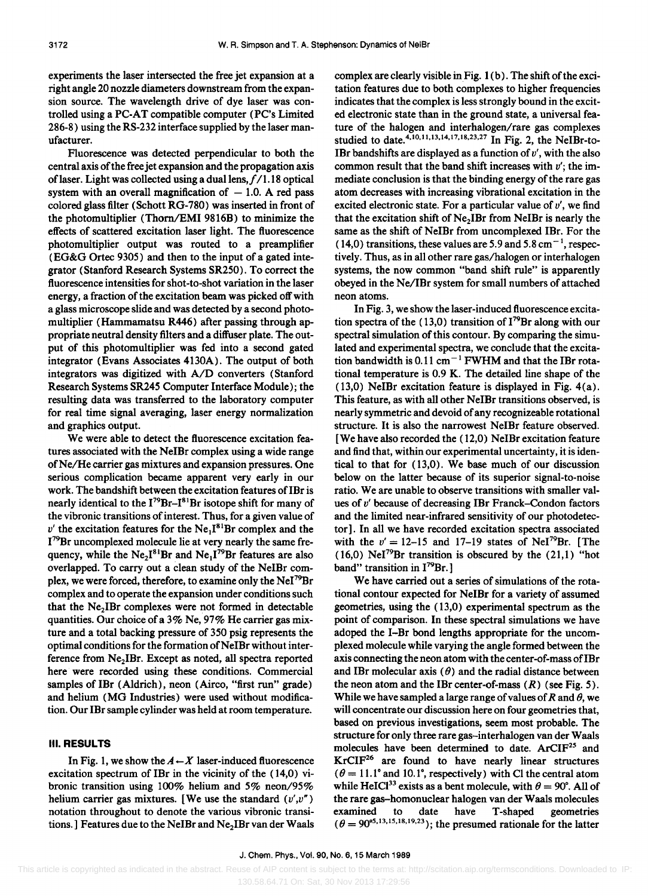experiments the laser intersected the free jet expansion at a right angle 20 nozzle diameters downstream from the expansion source. The wavelength drive of dye laser was controlled using a PC-AT compatible computer (PC's Limited 286-8) using the RS-232 interface supplied by the laser manufacturer.

Fluorescence was detected perpendicular to both the central axis of the free jet expansion and the propagation axis of laser. Light was collected using a dual lens, $f/1.18$ optical system with an overall magnification of $-1.0$. A red pass colored glass filter (Schott RG-780) was inserted in front of the photomultiplier (Thorn/EMI 9816B) to minimize the effects of scattered excitation laser light. The fluorescence photomultiplier output was routed to a preamplifier (EG&G Ortec 9305) and then to the input of a gated integrator (Stanford Research Systems SR250). To correct the fluorescence intensities for shot-to-shot variation in the laser energy, a fraction of the excitation beam was picked off with a glass microscope slide and was detected by a second photomultiplier (Hammamatsu R446) after passing through appropriate neutral density filters and a diffuser plate. The output of this photomultiplier was fed into a second gated integrator (Evans Associates 4130A). The output of both integrators was digitized with A/D converters (Stanford Research Systems SR245 Computer Interface Module); the resulting data was transferred to the laboratory computer for real time signal averaging, laser energy normalization and graphics output.

We were able to detect the fluorescence excitation features associated with the NeIBr complex using a wide range of Ne/He carrier gas mixtures and expansion pressures. One serious complication became apparent very early in our work. The bandshift between the excitation features of IBr is nearly identical to the $I^{79}Br$–$I^{81}Br$ isotope shift for many of the vibronic transitions of interest. Thus, for a given value of $v'$ the excitation features for the $Ne_1I^{81}Br$ complex and the $I^{79}Br$ uncomplexed molecule lie at very nearly the same frequency, while the $Ne_2I^{81}Br$ and $Ne_1I^{79}Br$ features are also overlapped. To carry out a clean study of the NeIBr complex, we were forced, therefore, to examine only the $NeI^{79}Br$ complex and to operate the expansion under conditions such that the $Ne_2IBr$ complexes were not formed in detectable quantities. Our choice of a 3% Ne, 97% He carrier gas mixture and a total backing pressure of 350 psig represents the optimal conditions for the formation of NeIBr without interference from $Ne_2IBr$. Except as noted, all spectra reported here were recorded using these conditions. Commercial samples of IBr (Aldrich), neon (Airco, "first run" grade) and helium (MG Industries) were used without modification. Our IBr sample cylinder was held at room temperature.

## III. RESULTS

In Fig. 1, we show the $A \leftarrow X$ laser-induced fluorescence excitation spectrum of IBr in the vicinity of the (14,0) vibronic transition using 100% helium and 5% neon/95% helium carrier gas mixtures. [We use the standard $(v', v'')$ notation throughout to denote the various vibronic transitions.] Features due to the NeIBr and $Ne_2IBr$ van der Waals complex are clearly visible in Fig. 1(b). The shift of the excitation features due to both complexes to higher frequencies indicates that the complex is less strongly bound in the excited electronic state than in the ground state, a universal feature of the halogen and interhalogen/rare gas complexes studied to date.[4,10,11,13,14,17,18,23,27] In Fig. 2, the NeIBr-to-IBr bandshifts are displayed as a function of $v'$, with the also common result that the band shift increases with $v'$; the immediate conclusion is that the binding energy of the rare gas atom decreases with increasing vibrational excitation in the excited electronic state. For a particular value of $v'$, we find that the excitation shift of $Ne_2IBr$ from NeIBr is nearly the same as the shift of NeIBr from uncomplexed IBr. For the (14,0) transitions, these values are 5.9 and 5.8 $cm^{-1}$, respectively. Thus, as in all other rare gas/halogen or interhalogen systems, the now common "band shift rule" is apparently obeyed in the Ne/IBr system for small numbers of attached neon atoms.

In Fig. 3, we show the laser-induced fluorescence excitation spectra of the (13,0) transition of $I^{79}Br$ along with our spectral simulation of this contour. By comparing the simulated and experimental spectra, we conclude that the excitation bandwidth is 0.11 $cm^{-1}$ FWHM and that the IBr rotational temperature is 0.9 K. The detailed line shape of the (13,0) NeIBr excitation feature is displayed in Fig. 4(a). This feature, as with all other NeIBr transitions observed, is nearly symmetric and devoid of any recognizeable rotational structure. It is also the narrowest NeIBr feature observed. [We have also recorded the (12,0) NeIBr excitation feature and find that, within our experimental uncertainty, it is identical to that for (13,0). We base much of our discussion below on the latter because of its superior signal-to-noise ratio. We are unable to observe transitions with smaller values of $v'$ because of decreasing IBr Franck–Condon factors and the limited near-infrared sensitivity of our photodetector]. In all we have recorded excitation spectra associated with the $v' = 12$–15 and 17–19 states of $NeI^{79}Br$. [The (16,0) $NeI^{79}Br$ transition is obscured by the (21,1) "hot band" transition in $I^{79}Br$.]

We have carried out a series of simulations of the rotational contour expected for NeIBr for a variety of assumed geometries, using the (13,0) experimental spectrum as the point of comparison. In these spectral simulations we have adoped the I–Br bond lengths appropriate for the uncomplexed molecule while varying the angle formed between the axis connecting the neon atom with the center-of-mass of IBr and IBr molecular axis ($\theta$) and the radial distance between the neon atom and the IBr center-of-mass ($R$) (see Fig. 5). While we have sampled a large range of values of $R$ and $\theta$, we will concentrate our discussion here on four geometries that, based on previous investigations, seem most probable. The structure for only three rare gas–interhalogen van der Waals molecules have been determined to date. ArClF[25] and KrClF[26] are found to have nearly linear structures ($\theta = 11.1°$ and $10.1°$, respectively) with Cl the central atom while HeICl[33] exists as a bent molecule, with $\theta = 90°$. All of the rare gas–homonuclear halogen van der Waals molecules examined to date have T-shaped geometries ($\theta = 90°$[5,13,15,18,19,23]); the presumed rationale for the latter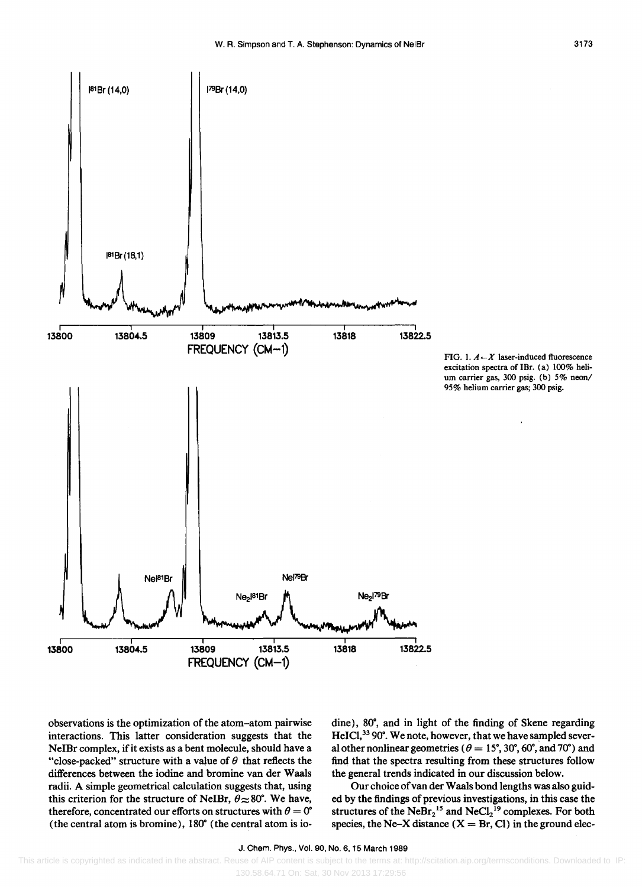FIG. 1. $A \leftarrow X$ laser-induced fluorescence excitation spectra of IBr. (a) 100% helium carrier gas, 300 psig. (b) 5% neon/95% helium carrier gas; 300 psig.

observations is the optimization of the atom–atom pairwise interactions. This latter consideration suggests that the NeIBr complex, if it exists as a bent molecule, should have a "close-packed" structure with a value of $\theta$ that reflects the differences between the iodine and bromine van der Waals radii. A simple geometrical calculation suggests that, using this criterion for the structure of NeIBr, $\theta \approx 80°$. We have, therefore, concentrated our efforts on structures with $\theta = 0°$ (the central atom is bromine), $180°$ (the central atom is iodine), $80°$, and in light of the finding of Skene regarding HeICl,[33] $90°$. We note, however, that we have sampled several other nonlinear geometries ($\theta = 15°$, $30°$, $60°$, and $70°$) and find that the spectra resulting from these structures follow the general trends indicated in our discussion below.

Our choice of van der Waals bond lengths was also guided by the findings of previous investigations, in this case the structures of the $NeBr_2$[15] and $NeCl_2$[19] complexes. For both species, the Ne–X distance (X = Br, Cl) in the ground elec-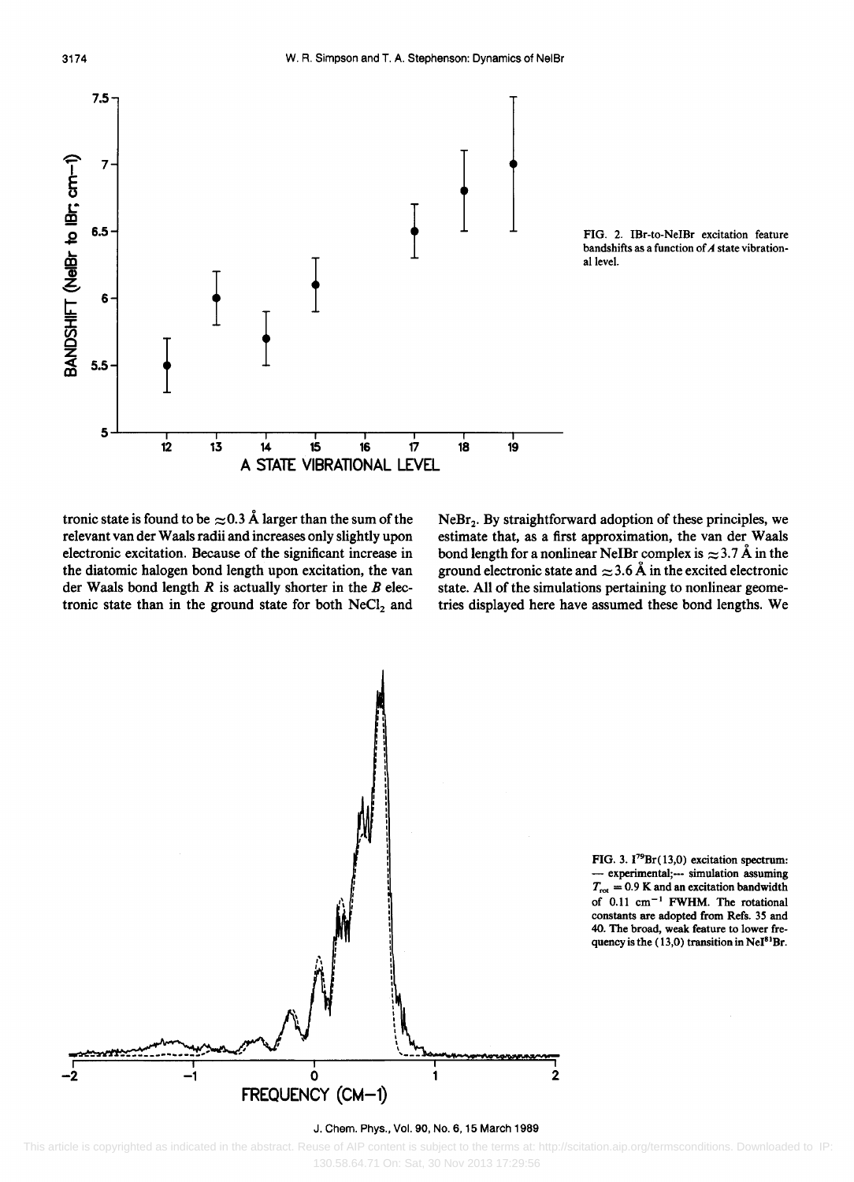FIG. 2. IBr-to-NeIBr excitation feature bandshifts as a function of $A$ state vibrational level.

tronic state is found to be $\approx 0.3$ Å larger than the sum of the relevant van der Waals radii and increases only slightly upon electronic excitation. Because of the significant increase in the diatomic halogen bond length upon excitation, the van der Waals bond length $R$ is actually shorter in the $B$ electronic state than in the ground state for both $NeCl_2$ and $NeBr_2$. By straightforward adoption of these principles, we estimate that, as a first approximation, the van der Waals bond length for a nonlinear NeIBr complex is $\approx 3.7$ Å in the ground electronic state and $\approx 3.6$ Å in the excited electronic state. All of the simulations pertaining to nonlinear geometries displayed here have assumed these bond lengths. We

FIG. 3. $I^{79}Br(13,0)$ excitation spectrum: — experimental;--- simulation assuming $T_{rot} = 0.9$ K and an excitation bandwidth of 0.11 $cm^{-1}$ FWHM. The rotational constants are adopted from Refs. 35 and 40. The broad, weak feature to lower frequency is the (13,0) transition in $NeI^{81}Br$.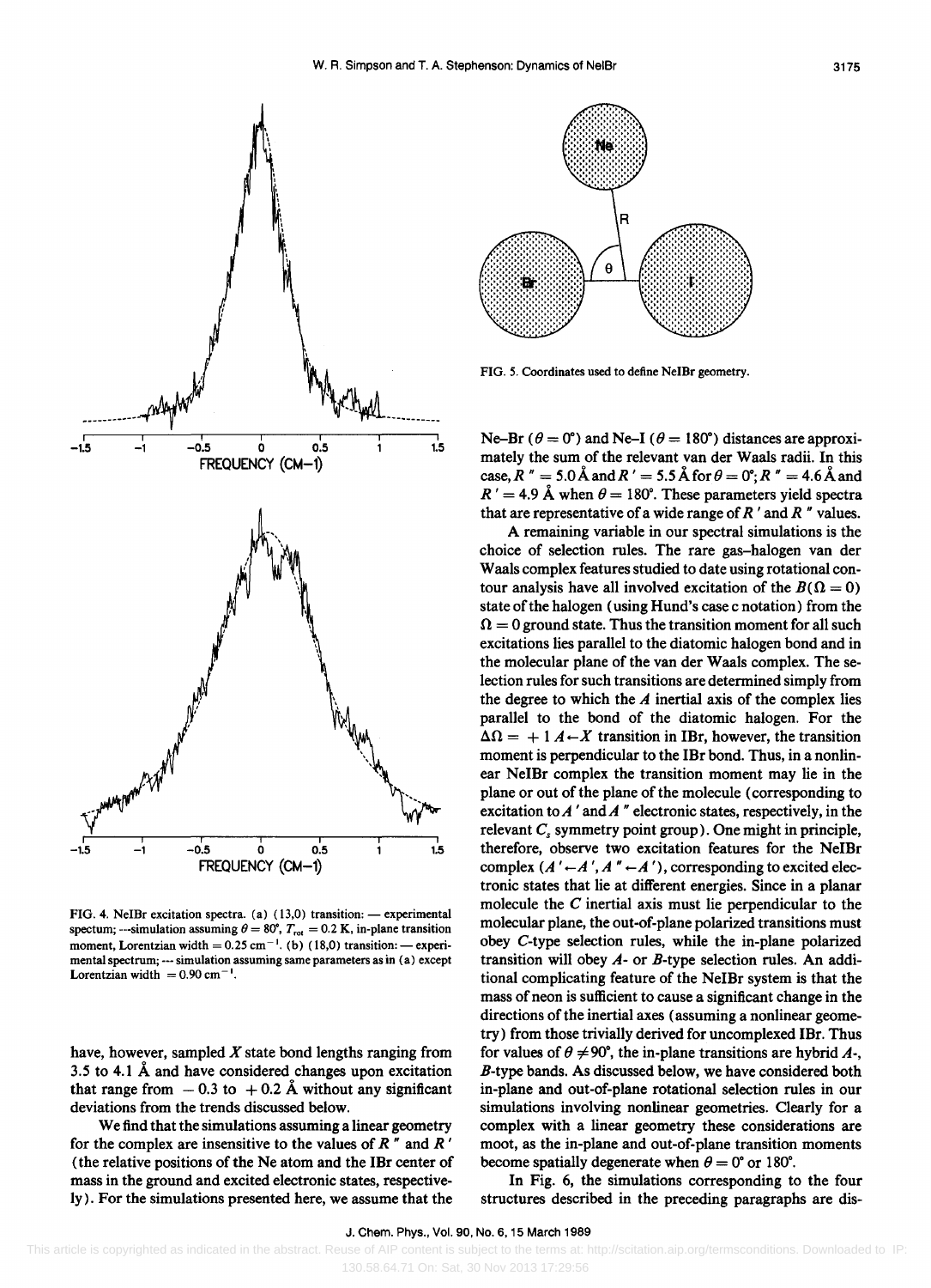FIG. 4. NeIBr excitation spectra. (a) (13,0) transition: — experimental spectum; ---simulation assuming $\theta = 80°$, $T_{rot} = 0.2$ K, in-plane transition moment, Lorentzian width $= 0.25$ cm$^{-1}$. (b) (18,0) transition: — experimental spectrum; --- simulation assuming same parameters as in (a) except Lorentzian width $= 0.90$ cm$^{-1}$.

have, however, sampled $X$ state bond lengths ranging from 3.5 to 4.1 Å and have considered changes upon excitation that range from $-0.3$ to $+0.2$ Å without any significant deviations from the trends discussed below.

We find that the simulations assuming a linear geometry for the complex are insensitive to the values of $R''$ and $R'$ (the relative positions of the Ne atom and the IBr center of mass in the ground and excited electronic states, respectively). For the simulations presented here, we assume that the Ne–Br ($\theta = 0°$) and Ne–I ($\theta = 180°$) distances are approximately the sum of the relevant van der Waals radii. In this case, $R'' = 5.0$ Å and $R' = 5.5$ Å for $\theta = 0°$; $R'' = 4.6$ Å and $R' = 4.9$ Å when $\theta = 180°$. These parameters yield spectra that are representative of a wide range of $R'$ and $R''$ values.

FIG. 5. Coordinates used to define NeIBr geometry.

A remaining variable in our spectral simulations is the choice of selection rules. The rare gas–halogen van der Waals complex features studied to date using rotational contour analysis have all involved excitation of the $B(\Omega = 0)$ state of the halogen (using Hund's case c notation) from the $\Omega = 0$ ground state. Thus the transition moment for all such excitations lies parallel to the diatomic halogen bond and in the molecular plane of the van der Waals complex. The selection rules for such transitions are determined simply from the degree to which the $A$ inertial axis of the complex lies parallel to the bond of the diatomic halogen. For the $\Delta\Omega = +1$ $A \leftarrow X$ transition in IBr, however, the transition moment is perpendicular to the IBr bond. Thus, in a nonlinear NeIBr complex the transition moment may lie in the plane or out of the plane of the molecule (corresponding to excitation to $A'$ and $A''$ electronic states, respectively, in the relevant $C_s$ symmetry point group). One might in principle, therefore, observe two excitation features for the NeIBr complex ($A' \leftarrow A'$, $A'' \leftarrow A'$), corresponding to excited electronic states that lie at different energies. Since in a planar molecule the $C$ inertial axis must lie perpendicular to the molecular plane, the out-of-plane polarized transitions must obey $C$-type selection rules, while the in-plane polarized transition will obey $A$- or $B$-type selection rules. An additional complicating feature of the NeIBr system is that the mass of neon is sufficient to cause a significant change in the directions of the inertial axes (assuming a nonlinear geometry) from those trivially derived for uncomplexed IBr. Thus for values of $\theta \neq 90°$, the in-plane transitions are hybrid $A$-, $B$-type bands. As discussed below, we have considered both in-plane and out-of-plane rotational selection rules in our simulations involving nonlinear geometries. Clearly for a complex with a linear geometry these considerations are moot, as the in-plane and out-of-plane transition moments become spatially degenerate when $\theta = 0°$ or $180°$.

In Fig. 6, the simulations corresponding to the four structures described in the preceding paragraphs are dis-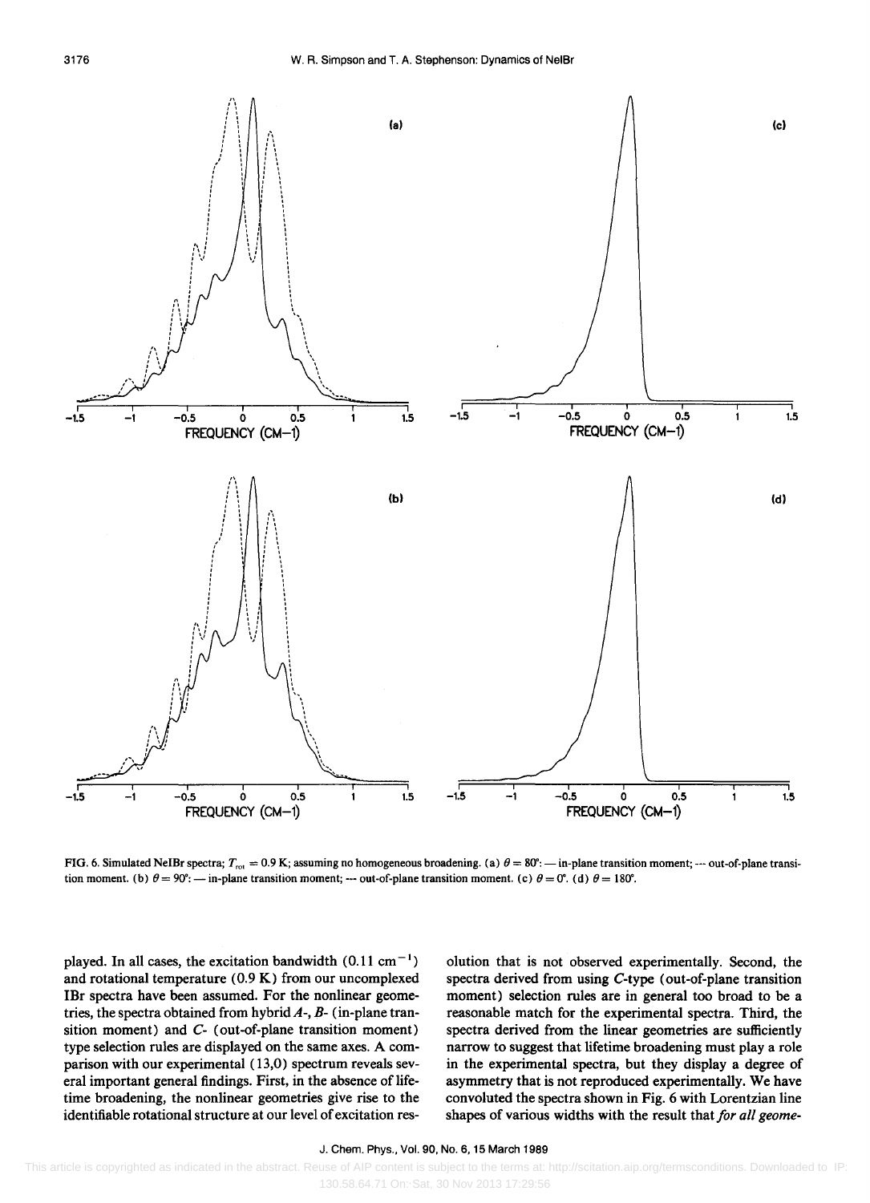FIG. 6. Simulated NeIBr spectra; $T_{rot} = 0.9$ K; assuming no homogeneous broadening. (a) $\theta = 80°$: — in-plane transition moment; --- out-of-plane transition moment. (b) $\theta = 90°$: — in-plane transition moment; --- out-of-plane transition moment. (c) $\theta = 0°$. (d) $\theta = 180°$.

played. In all cases, the excitation bandwidth ($0.11\ \mathrm{cm}^{-1}$) and rotational temperature (0.9 K) from our uncomplexed IBr spectra have been assumed. For the nonlinear geometries, the spectra obtained from hybrid *A*-, *B*- (in-plane transition moment) and *C*- (out-of-plane transition moment) type selection rules are displayed on the same axes. A comparison with our experimental (13,0) spectrum reveals several important general findings. First, in the absence of lifetime broadening, the nonlinear geometries give rise to the identifiable rotational structure at our level of excitation resolution that is not observed experimentally. Second, the spectra derived from using *C*-type (out-of-plane transition moment) selection rules are in general too broad to be a reasonable match for the experimental spectra. Third, the spectra derived from the linear geometries are sufficiently narrow to suggest that lifetime broadening must play a role in the experimental spectra, but they display a degree of asymmetry that is not reproduced experimentally. We have convoluted the spectra shown in Fig. 6 with Lorentzian line shapes of various widths with the result that *for all geome-*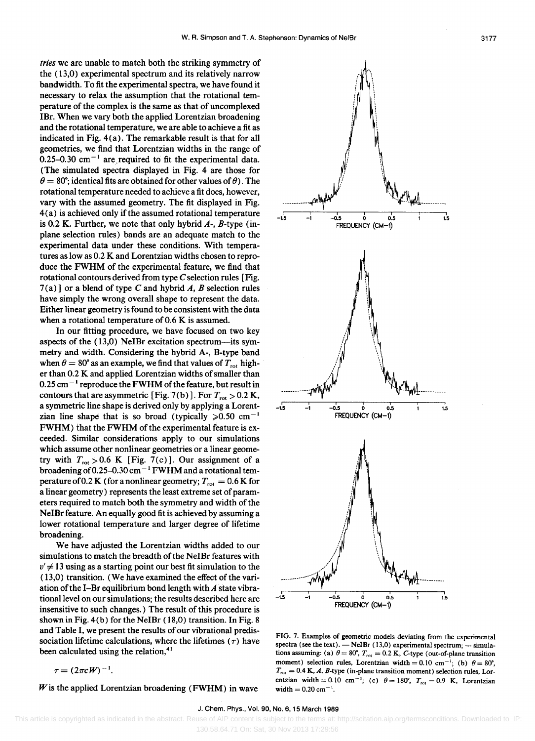*tries* we are unable to match both the striking symmetry of the (13,0) experimental spectrum and its relatively narrow bandwidth. To fit the experimental spectra, we have found it necessary to relax the assumption that the rotational temperature of the complex is the same as that of uncomplexed IBr. When we vary both the applied Lorentzian broadening and the rotational temperature, we are able to achieve a fit as indicated in Fig. 4(a). The remarkable result is that for all geometries, we find that Lorentzian widths in the range of 0.25–0.30 $\text{cm}^{-1}$ are required to fit the experimental data. (The simulated spectra displayed in Fig. 4 are those for $\theta = 80°$; identical fits are obtained for other values of $\theta$). The rotational temperature needed to achieve a fit does, however, vary with the assumed geometry. The fit displayed in Fig. 4(a) is achieved only if the assumed rotational temperature is 0.2 K. Further, we note that only hybrid *A*-, *B*-type (in-plane selection rules) bands are an adequate match to the experimental data under these conditions. With temperatures as low as 0.2 K and Lorentzian widths chosen to reproduce the FWHM of the experimental feature, we find that rotational contours derived from type *C* selection rules [Fig. 7(a)] or a blend of type *C* and hybrid *A*, *B* selection rules have simply the wrong overall shape to represent the data. Either linear geometry is found to be consistent with the data when a rotational temperature of 0.6 K is assumed.

In our fitting procedure, we have focused on two key aspects of the (13,0) NeIBr excitation spectrum—its symmetry and width. Considering the hybrid A-, B-type band when $\theta = 80°$ as an example, we find that values of $T_{\text{rot}}$ higher than 0.2 K and applied Lorentzian widths of smaller than 0.25 $\text{cm}^{-1}$ reproduce the FWHM of the feature, but result in contours that are asymmetric [Fig. 7(b)]. For $T_{\text{rot}} > 0.2$ K, a symmetric line shape is derived only by applying a Lorentzian line shape that is so broad (typically $\geqslant 0.50$ $\text{cm}^{-1}$ FWHM) that the FWHM of the experimental feature is exceeded. Similar considerations apply to our simulations which assume other nonlinear geometries or a linear geometry with $T_{\text{rot}} > 0.6$ K [Fig. 7(c)]. Our assignment of a broadening of 0.25–0.30 $\text{cm}^{-1}$ FWHM and a rotational temperature of 0.2 K (for a nonlinear geometry; $T_{\text{rot}} = 0.6$ K for a linear geometry) represents the least extreme set of parameters required to match both the symmetry and width of the NeIBr feature. An equally good fit is achieved by assuming a lower rotational temperature and larger degree of lifetime broadening.

We have adjusted the Lorentzian widths added to our simulations to match the breadth of the NeIBr features with $v' \neq 13$ using as a starting point our best fit simulation to the (13,0) transition. (We have examined the effect of the variation of the I–Br equilibrium bond length with *A* state vibrational level on our simulations; the results described here are insensitive to such changes.) The result of this procedure is shown in Fig. 4(b) for the NeIBr (18,0) transition. In Fig. 8 and Table I, we present the results of our vibrational predissociation lifetime calculations, where the lifetimes ($\tau$) have been calculated using the relation,[41]

$$\tau = (2\pi c W)^{-1}.$$

*W* is the applied Lorentzian broadening (FWHM) in wave

FIG. 7. Examples of geometric models deviating from the experimental spectra (see the text). — NeIBr (13,0) experimental spectrum; --- simulations assuming: (a) $\theta = 80°$, $T_{\text{rot}} = 0.2$ K, *C*-type (out-of-plane transition moment) selection rules, Lorentzian width = 0.10 $\text{cm}^{-1}$; (b) $\theta = 80°$, $T_{\text{rot}} = 0.4$ K, *A*, *B*-type (in-plane transition moment) selection rules, Lorentzian width = 0.10 $\text{cm}^{-1}$; (c) $\theta = 180°$, $T_{\text{rot}} = 0.9$ K, Lorentzian width = 0.20 $\text{cm}^{-1}$.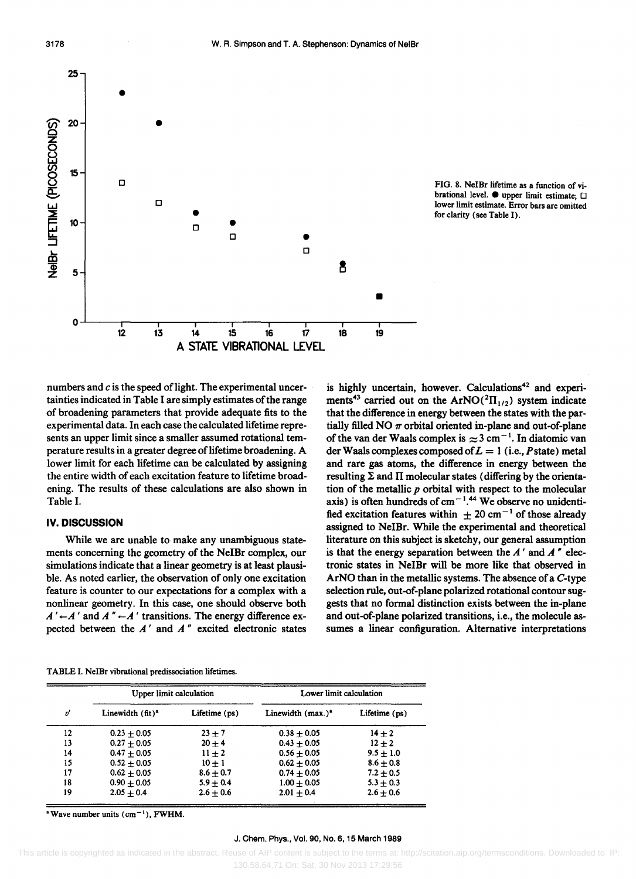FIG. 8. NeIBr lifetime as a function of vibrational level. ● upper limit estimate; □ lower limit estimate. Error bars are omitted for clarity (see Table I).

numbers and $c$ is the speed of light. The experimental uncertainties indicated in Table I are simply estimates of the range of broadening parameters that provide adequate fits to the experimental data. In each case the calculated lifetime represents an upper limit since a smaller assumed rotational temperature results in a greater degree of lifetime broadening. A lower limit for each lifetime can be calculated by assigning the entire width of each excitation feature to lifetime broadening. The results of these calculations are also shown in Table I.

## IV. DISCUSSION

While we are unable to make any unambiguous statements concerning the geometry of the NeIBr complex, our simulations indicate that a linear geometry is at least plausible. As noted earlier, the observation of only one excitation feature is counter to our expectations for a complex with a nonlinear geometry. In this case, one should observe both $A' \leftarrow A'$ and $A'' \leftarrow A'$ transitions. The energy difference expected between the $A'$ and $A''$ excited electronic states is highly uncertain, however. Calculations[42] and experiments[43] carried out on the $ArNO(^2\Pi_{1/2})$ system indicate that the difference in energy between the states with the partially filled NO $\pi$ orbital oriented in-plane and out-of-plane of the van der Waals complex is $\approx 3$ cm$^{-1}$. In diatomic van der Waals complexes composed of $L = 1$ (i.e., $P$ state) metal and rare gas atoms, the difference in energy between the resulting $\Sigma$ and $\Pi$ molecular states (differing by the orientation of the metallic $p$ orbital with respect to the molecular axis) is often hundreds of cm$^{-1}$.[44] We observe no unidentified excitation features within $\pm 20$ cm$^{-1}$ of those already assigned to NeIBr. While the experimental and theoretical literature on this subject is sketchy, our general assumption is that the energy separation between the $A'$ and $A''$ electronic states in NeIBr will be more like that observed in ArNO than in the metallic systems. The absence of a $C$-type selection rule, out-of-plane polarized rotational contour suggests that no formal distinction exists between the in-plane and out-of-plane polarized transitions, i.e., the molecule assumes a linear configuration. Alternative interpretations

TABLE I. NeIBr vibrational predissociation lifetimes.

| $v'$ | Upper limit calculation | | Lower limit calculation | |
|---|---|---|---|---|
| | Linewidth (fit)[a] | Lifetime (ps) | Linewidth (max.)[a] | Lifetime (ps) |
| 12 | $0.23 \pm 0.05$ | $23 \pm 7$ | $0.38 \pm 0.05$ | $14 \pm 2$ |
| 13 | $0.27 \pm 0.05$ | $20 \pm 4$ | $0.43 \pm 0.05$ | $12 \pm 2$ |
| 14 | $0.47 \pm 0.05$ | $11 \pm 2$ | $0.56 \pm 0.05$ | $9.5 \pm 1.0$ |
| 15 | $0.52 \pm 0.05$ | $10 \pm 1$ | $0.62 \pm 0.05$ | $8.6 \pm 0.8$ |
| 17 | $0.62 \pm 0.05$ | $8.6 \pm 0.7$ | $0.74 \pm 0.05$ | $7.2 \pm 0.5$ |
| 18 | $0.90 \pm 0.05$ | $5.9 \pm 0.4$ | $1.00 \pm 0.05$ | $5.3 \pm 0.3$ |
| 19 | $2.05 \pm 0.4$ | $2.6 \pm 0.6$ | $2.01 \pm 0.4$ | $2.6 \pm 0.6$ |

[a] Wave number units (cm$^{-1}$), FWHM.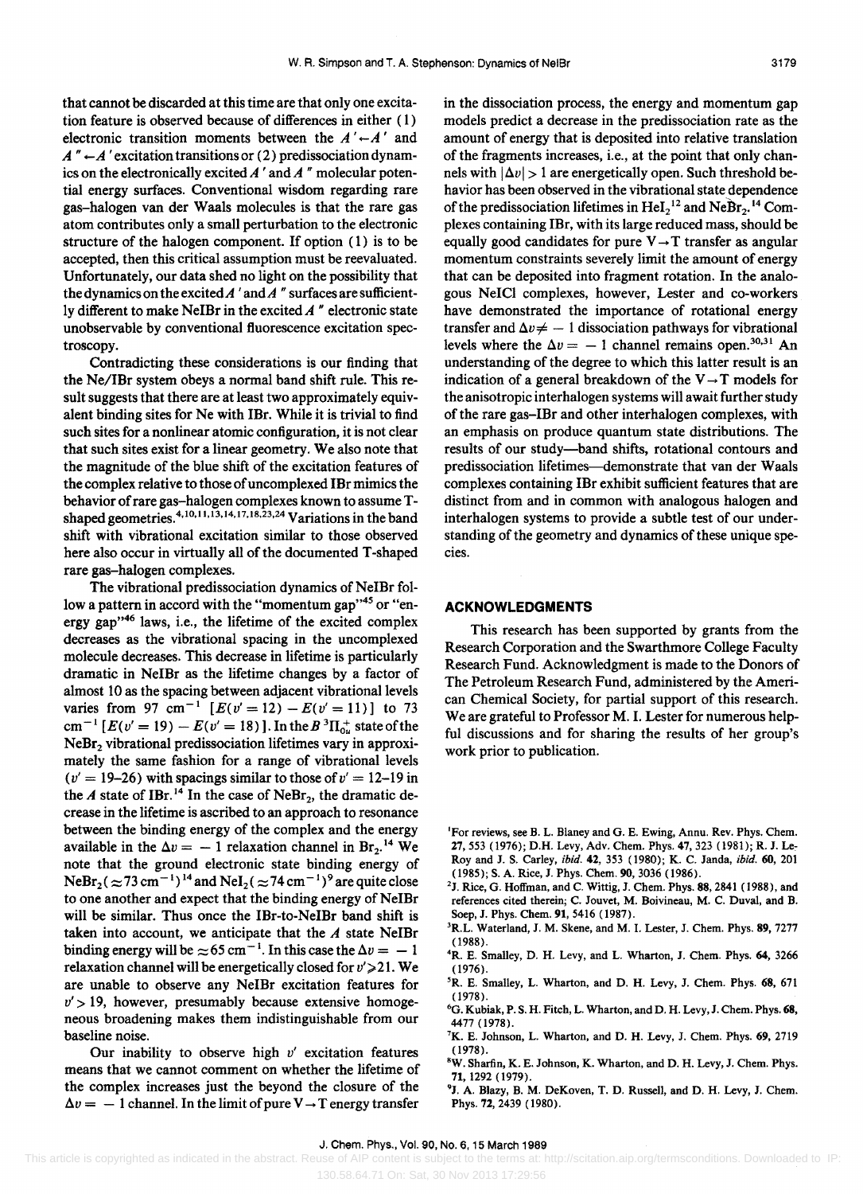that cannot be discarded at this time are that only one excitation feature is observed because of differences in either (1) electronic transition moments between the $A' \leftarrow A'$ and $A'' \leftarrow A'$ excitation transitions or (2) predissociation dynamics on the electronically excited $A'$ and $A''$ molecular potential energy surfaces. Conventional wisdom regarding rare gas–halogen van der Waals molecules is that the rare gas atom contributes only a small perturbation to the electronic structure of the halogen component. If option (1) is to be accepted, then this critical assumption must be reevaluated. Unfortunately, our data shed no light on the possibility that the dynamics on the excited $A'$ and $A''$ surfaces are sufficiently different to make NeIBr in the excited $A''$ electronic state unobservable by conventional fluorescence excitation spectroscopy.

Contradicting these considerations is our finding that the Ne/IBr system obeys a normal band shift rule. This result suggests that there are at least two approximately equivalent binding sites for Ne with IBr. While it is trivial to find such sites for a nonlinear atomic configuration, it is not clear that such sites exist for a linear geometry. We also note that the magnitude of the blue shift of the excitation features of the complex relative to those of uncomplexed IBr mimics the behavior of rare gas–halogen complexes known to assume T-shaped geometries.[4,10,11,13,14,17,18,23,24] Variations in the band shift with vibrational excitation similar to those observed here also occur in virtually all of the documented T-shaped rare gas–halogen complexes.

The vibrational predissociation dynamics of NeIBr follow a pattern in accord with the "momentum gap"[45] or "energy gap"[46] laws, i.e., the lifetime of the excited complex decreases as the vibrational spacing in the uncomplexed molecule decreases. This decrease in lifetime is particularly dramatic in NeIBr as the lifetime changes by a factor of almost 10 as the spacing between adjacent vibrational levels varies from 97 $cm^{-1}$ $[E(v'=12) - E(v'=11)]$ to 73 $cm^{-1}$ $[E(v'=19) - E(v'=18)]$. In the $B\,^3\Pi^+_{0u}$ state of the $NeBr_2$ vibrational predissociation lifetimes vary in approximately the same fashion for a range of vibrational levels ($v'=19$–26) with spacings similar to those of $v'=12$–19 in the $A$ state of IBr.[14] In the case of $NeBr_2$, the dramatic decrease in the lifetime is ascribed to an approach to resonance between the binding energy of the complex and the energy available in the $\Delta v = -1$ relaxation channel in $Br_2$.[14] We note that the ground electronic state binding energy of $NeBr_2$ ($\approx 73$ $cm^{-1}$)[14] and $NeI_2$ ($\approx 74$ $cm^{-1}$)[9] are quite close to one another and expect that the binding energy of NeIBr will be similar. Thus once the IBr-to-NeIBr band shift is taken into account, we anticipate that the $A$ state NeIBr binding energy will be $\approx 65$ $cm^{-1}$. In this case the $\Delta v = -1$ relaxation channel will be energetically closed for $v' \geqslant 21$. We are unable to observe any NeIBr excitation features for $v' > 19$, however, presumably because extensive homogeneous broadening makes them indistinguishable from our baseline noise.

Our inability to observe high $v'$ excitation features means that we cannot comment on whether the lifetime of the complex increases just the beyond the closure of the $\Delta v = -1$ channel. In the limit of pure $V \rightarrow T$ energy transfer in the dissociation process, the energy and momentum gap models predict a decrease in the predissociation rate as the amount of energy that is deposited into relative translation of the fragments increases, i.e., at the point that only channels with $|\Delta v| > 1$ are energetically open. Such threshold behavior has been observed in the vibrational state dependence of the predissociation lifetimes in $HeI_2$[12] and $NeBr_2$.[14] Complexes containing IBr, with its large reduced mass, should be equally good candidates for pure $V \rightarrow T$ transfer as angular momentum constraints severely limit the amount of energy that can be deposited into fragment rotation. In the analogous NeICl complexes, however, Lester and co-workers have demonstrated the importance of rotational energy transfer and $\Delta v \neq -1$ dissociation pathways for vibrational levels where the $\Delta v = -1$ channel remains open.[30,31] An understanding of the degree to which this latter result is an indication of a general breakdown of the $V \rightarrow T$ models for the anisotropic interhalogen systems will await further study of the rare gas–IBr and other interhalogen complexes, with an emphasis on produce quantum state distributions. The results of our study—band shifts, rotational contours and predissociation lifetimes—demonstrate that van der Waals complexes containing IBr exhibit sufficient features that are distinct from and in common with analogous halogen and interhalogen systems to provide a subtle test of our understanding of the geometry and dynamics of these unique species.

## ACKNOWLEDGMENTS

This research has been supported by grants from the Research Corporation and the Swarthmore College Faculty Research Fund. Acknowledgment is made to the Donors of The Petroleum Research Fund, administered by the American Chemical Society, for partial support of this research. We are grateful to Professor M. I. Lester for numerous helpful discussions and for sharing the results of her group's work prior to publication.

[1] For reviews, see B. L. Blaney and G. E. Ewing, Annu. Rev. Phys. Chem. 27, 553 (1976); D.H. Levy, Adv. Chem. Phys. 47, 323 (1981); R. J. LeRoy and J. S. Carley, *ibid.* 42, 353 (1980); K. C. Janda, *ibid.* 60, 201 (1985); S. A. Rice, J. Phys. Chem. 90, 3036 (1986).

[2] J. Rice, G. Hoffman, and C. Wittig, J. Chem. Phys. 88, 2841 (1988), and references cited therein; C. Jouvet, M. Boivineau, M. C. Duval, and B. Soep, J. Phys. Chem. 91, 5416 (1987).

[3] R.L. Waterland, J. M. Skene, and M. I. Lester, J. Chem. Phys. 89, 7277 (1988).

[4] R. E. Smalley, D. H. Levy, and L. Wharton, J. Chem. Phys. 64, 3266 (1976).

[5] R. E. Smalley, L. Wharton, and D. H. Levy, J. Chem. Phys. 68, 671 (1978).

[6] G. Kubiak, P. S. H. Fitch, L. Wharton, and D. H. Levy, J. Chem. Phys. 68, 4477 (1978).

[7] K. E. Johnson, L. Wharton, and D. H. Levy, J. Chem. Phys. 69, 2719 (1978).

[8] W. Sharfin, K. E. Johnson, K. Wharton, and D. H. Levy, J. Chem. Phys. 71, 1292 (1979).

[9] J. A. Blazy, B. M. DeKoven, T. D. Russell, and D. H. Levy, J. Chem. Phys. 72, 2439 (1980).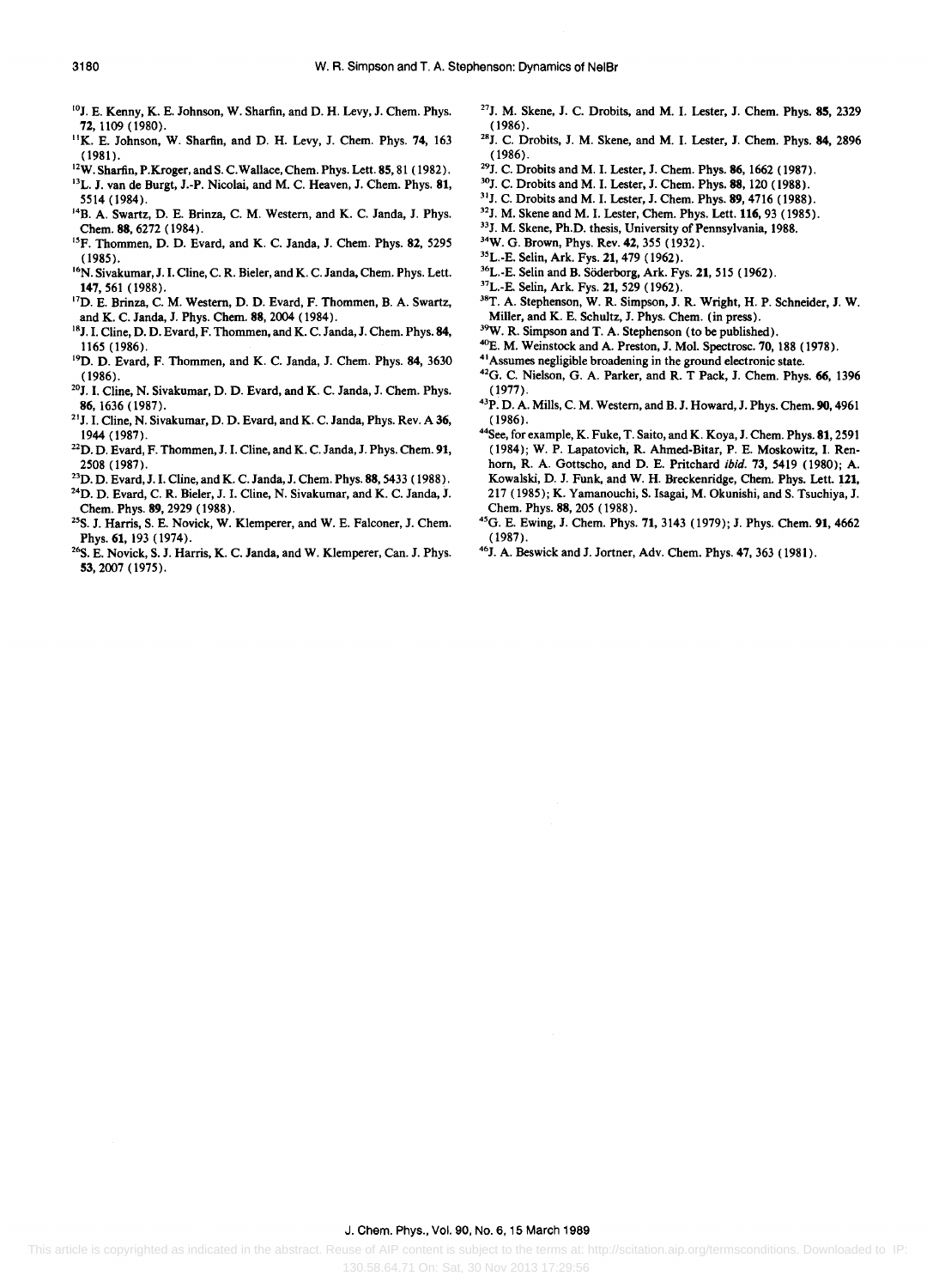[10] J. E. Kenny, K. E. Johnson, W. Sharfin, and D. H. Levy, J. Chem. Phys. **72**, 1109 (1980).

[11] K. E. Johnson, W. Sharfin, and D. H. Levy, J. Chem. Phys. **74**, 163 (1981).

[12] W. Sharfin, P. Kroger, and S. C. Wallace, Chem. Phys. Lett. **85**, 81 (1982).

[13] L. J. van de Burgt, J.-P. Nicolai, and M. C. Heaven, J. Chem. Phys. **81**, 5514 (1984).

[14] B. A. Swartz, D. E. Brinza, C. M. Western, and K. C. Janda, J. Phys. Chem. **88**, 6272 (1984).

[15] F. Thommen, D. D. Evard, and K. C. Janda, J. Chem. Phys. **82**, 5295 (1985).

[16] N. Sivakumar, J. I. Cline, C. R. Bieler, and K. C. Janda, Chem. Phys. Lett. **147**, 561 (1988).

[17] D. E. Brinza, C. M. Western, D. D. Evard, F. Thommen, B. A. Swartz, and K. C. Janda, J. Phys. Chem. **88**, 2004 (1984).

[18] J. I. Cline, D. D. Evard, F. Thommen, and K. C. Janda, J. Chem. Phys. **84**, 1165 (1986).

[19] D. D. Evard, F. Thommen, and K. C. Janda, J. Chem. Phys. **84**, 3630 (1986).

[20] J. I. Cline, N. Sivakumar, D. D. Evard, and K. C. Janda, J. Chem. Phys. **86**, 1636 (1987).

[21] J. I. Cline, N. Sivakumar, D. D. Evard, and K. C. Janda, Phys. Rev. A **36**, 1944 (1987).

[22] D. D. Evard, F. Thommen, J. I. Cline, and K. C. Janda, J. Phys. Chem. **91**, 2508 (1987).

[23] D. D. Evard, J. I. Cline, and K. C. Janda, J. Chem. Phys. **88**, 5433 (1988).

[24] D. D. Evard, C. R. Bieler, J. I. Cline, N. Sivakumar, and K. C. Janda, J. Chem. Phys. **89**, 2929 (1988).

[25] S. J. Harris, S. E. Novick, W. Klemperer, and W. E. Falconer, J. Chem. Phys. **61**, 193 (1974).

[26] S. E. Novick, S. J. Harris, K. C. Janda, and W. Klemperer, Can. J. Phys. **53**, 2007 (1975).

[27] J. M. Skene, J. C. Drobits, and M. I. Lester, J. Chem. Phys. **85**, 2329 (1986).

[28] J. C. Drobits, J. M. Skene, and M. I. Lester, J. Chem. Phys. **84**, 2896 (1986).

[29] J. C. Drobits and M. I. Lester, J. Chem. Phys. **86**, 1662 (1987).

[30] J. C. Drobits and M. I. Lester, J. Chem. Phys. **88**, 120 (1988).

[31] J. C. Drobits and M. I. Lester, J. Chem. Phys. **89**, 4716 (1988).

[32] J. M. Skene and M. I. Lester, Chem. Phys. Lett. **116**, 93 (1985).

[33] J. M. Skene, Ph.D. thesis, University of Pennsylvania, 1988.

[34] W. G. Brown, Phys. Rev. **42**, 355 (1932).

[35] L.-E. Selin, Ark. Fys. **21**, 479 (1962).

[36] L.-E. Selin and B. Söderborg, Ark. Fys. **21**, 515 (1962).

[37] L.-E. Selin, Ark. Fys. **21**, 529 (1962).

[38] T. A. Stephenson, W. R. Simpson, J. R. Wright, H. P. Schneider, J. W. Miller, and K. E. Schultz, J. Phys. Chem. (in press).

[39] W. R. Simpson and T. A. Stephenson (to be published).

[40] E. M. Weinstock and A. Preston, J. Mol. Spectrosc. **70**, 188 (1978).

[41] Assumes negligible broadening in the ground electronic state.

[42] G. C. Nielson, G. A. Parker, and R. T Pack, J. Chem. Phys. **66**, 1396 (1977).

[43] P. D. A. Mills, C. M. Western, and B. J. Howard, J. Phys. Chem. **90**, 4961 (1986).

[44] See, for example, K. Fuke, T. Saito, and K. Koya, J. Chem. Phys. **81**, 2591 (1984); W. P. Lapatovich, R. Ahmed-Bitar, P. E. Moskowitz, I. Renhorn, R. A. Gottscho, and D. E. Pritchard *ibid.* **73**, 5419 (1980); A. Kowalski, D. J. Funk, and W. H. Breckenridge, Chem. Phys. Lett. **121**, 217 (1985); K. Yamanouchi, S. Isagai, M. Okunishi, and S. Tsuchiya, J. Chem. Phys. **88**, 205 (1988).

[45] G. E. Ewing, J. Chem. Phys. **71**, 3143 (1979); J. Phys. Chem. **91**, 4662 (1987).

[46] J. A. Beswick and J. Jortner, Adv. Chem. Phys. **47**, 363 (1981).